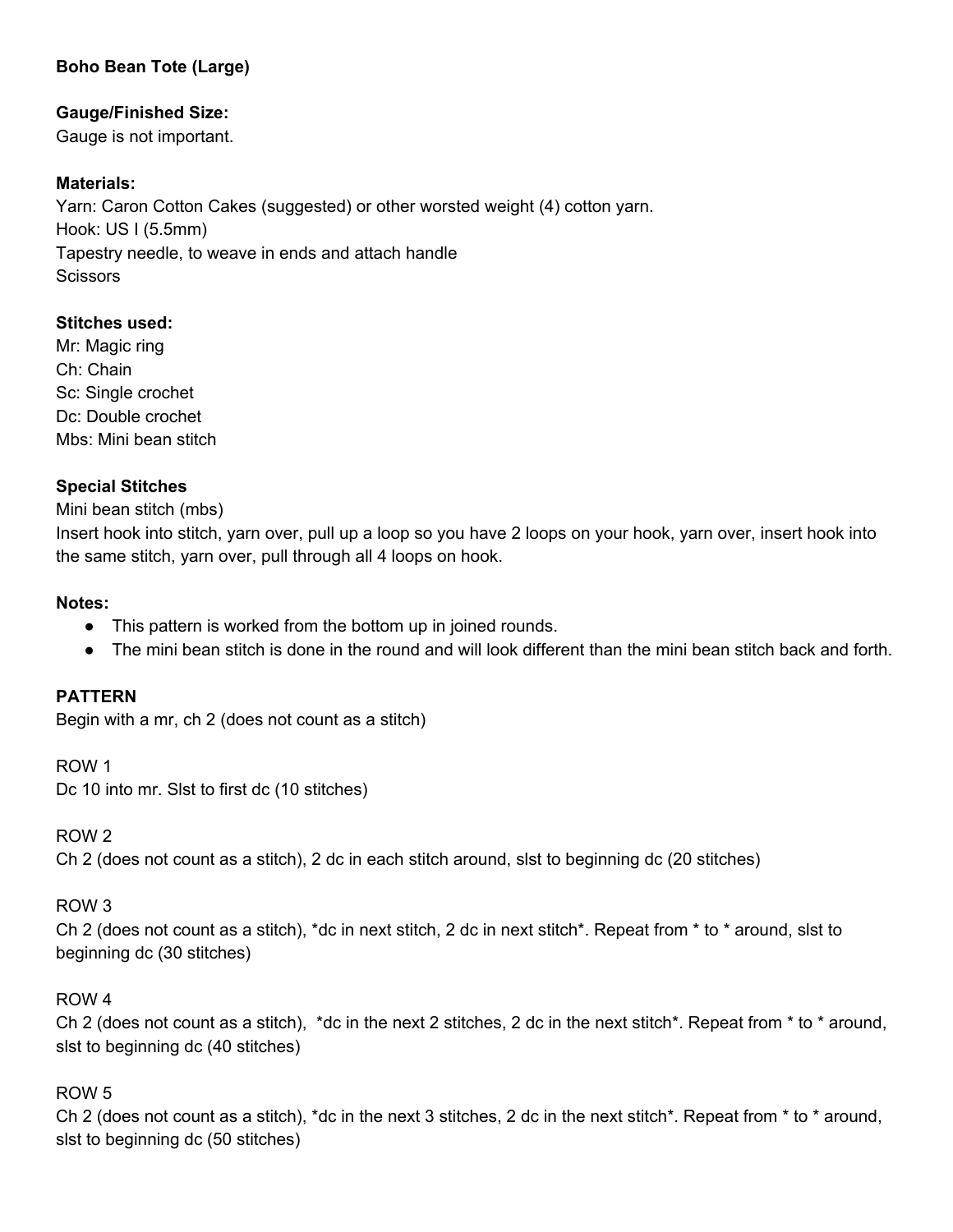**Boho Bean Tote (Large)**

**Gauge/Finished Size:**
Gauge is not important.

**Materials:**
Yarn: Caron Cotton Cakes (suggested) or other worsted weight (4) cotton yarn.
Hook: US I (5.5mm)
Tapestry needle, to weave in ends and attach handle
Scissors

**Stitches used:**
Mr: Magic ring
Ch: Chain
Sc: Single crochet
Dc: Double crochet
Mbs: Mini bean stitch

**Special Stitches**
Mini bean stitch (mbs)
Insert hook into stitch, yarn over, pull up a loop so you have 2 loops on your hook, yarn over, insert hook into the same stitch, yarn over, pull through all 4 loops on hook.

**Notes:**

- This pattern is worked from the bottom up in joined rounds.
- The mini bean stitch is done in the round and will look different than the mini bean stitch back and forth.

**PATTERN**
Begin with a mr, ch 2 (does not count as a stitch)

ROW 1
Dc 10 into mr. Slst to first dc (10 stitches)

ROW 2
Ch 2 (does not count as a stitch), 2 dc in each stitch around, slst to beginning dc (20 stitches)

ROW 3
Ch 2 (does not count as a stitch), *dc in next stitch, 2 dc in next stitch*. Repeat from * to * around, slst to beginning dc (30 stitches)

ROW 4
Ch 2 (does not count as a stitch), *dc in the next 2 stitches, 2 dc in the next stitch*. Repeat from * to * around, slst to beginning dc (40 stitches)

ROW 5
Ch 2 (does not count as a stitch), *dc in the next 3 stitches, 2 dc in the next stitch*. Repeat from * to * around, slst to beginning dc (50 stitches)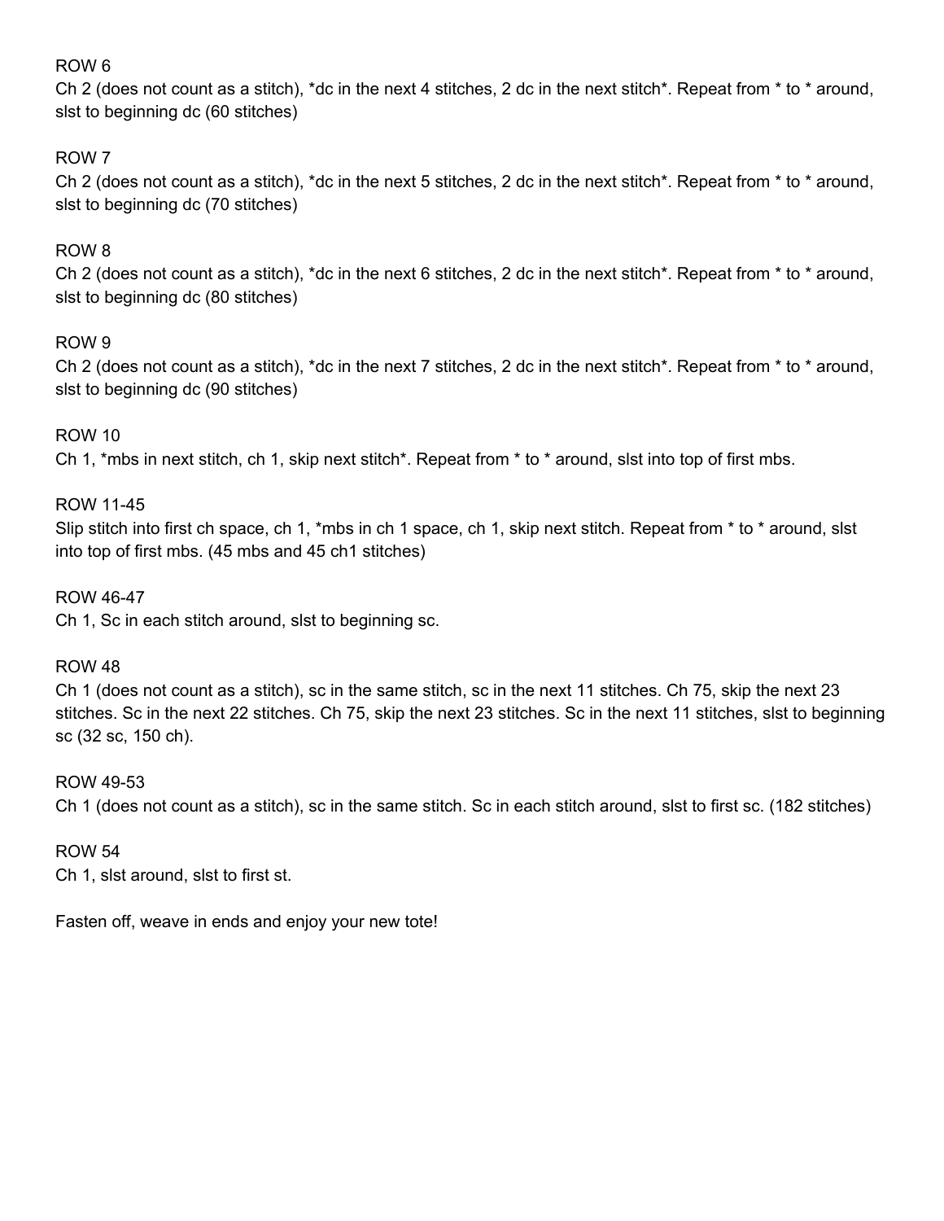ROW 6
Ch 2 (does not count as a stitch), *dc in the next 4 stitches, 2 dc in the next stitch*. Repeat from * to * around, slst to beginning dc (60 stitches)

ROW 7
Ch 2 (does not count as a stitch), *dc in the next 5 stitches, 2 dc in the next stitch*. Repeat from * to * around, slst to beginning dc (70 stitches)

ROW 8
Ch 2 (does not count as a stitch), *dc in the next 6 stitches, 2 dc in the next stitch*. Repeat from * to * around, slst to beginning dc (80 stitches)

ROW 9
Ch 2 (does not count as a stitch), *dc in the next 7 stitches, 2 dc in the next stitch*. Repeat from * to * around, slst to beginning dc (90 stitches)

ROW 10
Ch 1, *mbs in next stitch, ch 1, skip next stitch*. Repeat from * to * around, slst into top of first mbs.

ROW 11-45
Slip stitch into first ch space, ch 1, *mbs in ch 1 space, ch 1, skip next stitch. Repeat from * to * around, slst into top of first mbs. (45 mbs and 45 ch1 stitches)

ROW 46-47
Ch 1, Sc in each stitch around, slst to beginning sc.

ROW 48
Ch 1 (does not count as a stitch), sc in the same stitch, sc in the next 11 stitches. Ch 75, skip the next 23 stitches. Sc in the next 22 stitches. Ch 75, skip the next 23 stitches. Sc in the next 11 stitches, slst to beginning sc (32 sc, 150 ch).

ROW 49-53
Ch 1 (does not count as a stitch), sc in the same stitch. Sc in each stitch around, slst to first sc. (182 stitches)

ROW 54
Ch 1, slst around, slst to first st.

Fasten off, weave in ends and enjoy your new tote!